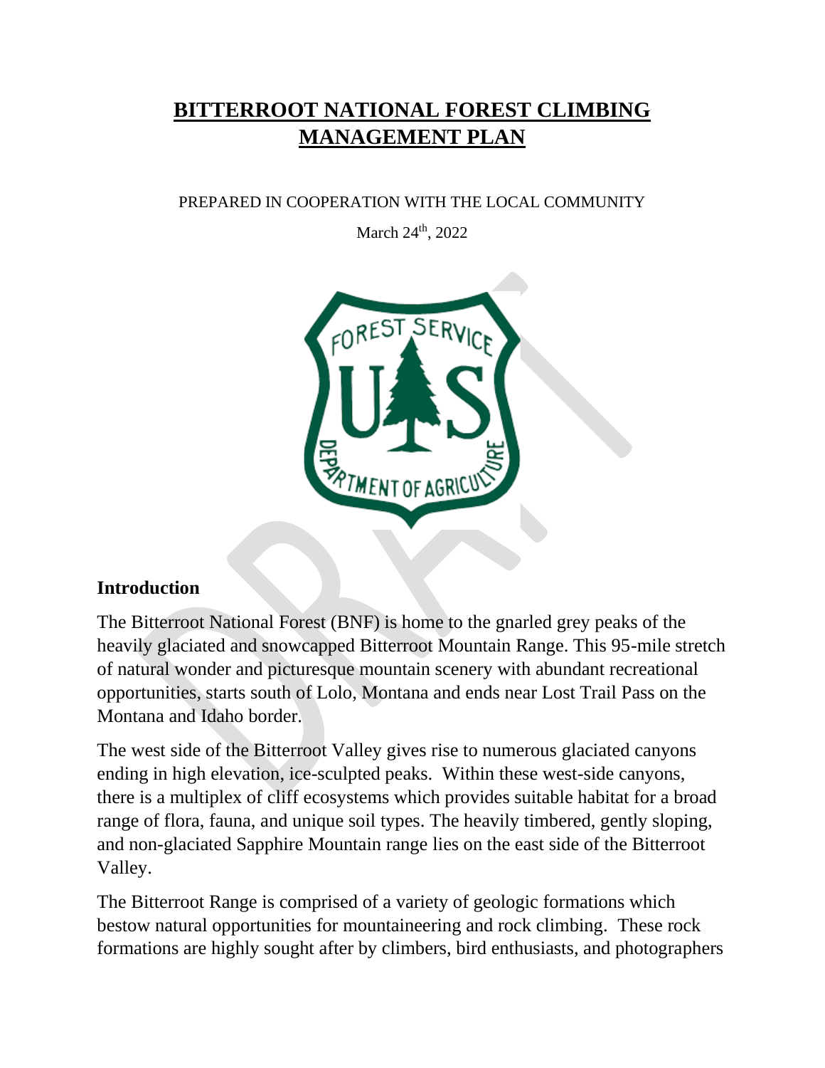# BITTERROOT NATIONAL FOREST CLIMBING MANAGEMENT PLAN

PREPARED IN COOPERATION WITH THE LOCAL COMMUNITY

March 24th, 2022

## Introduction

The Bitterroot National Forest (BNF) is home to the gnarled grey peaks of the heavily glaciated and snowcapped Bitterroot Mountain Range. This 95-mile stretch of natural wonder and picturesque mountain scenery with abundant recreational opportunities, starts south of Lolo, Montana and ends near Lost Trail Pass on the Montana and Idaho border.

The west side of the Bitterroot Valley gives rise to numerous glaciated canyons ending in high elevation, ice-sculpted peaks. Within these west-side canyons, there is a multiplex of cliff ecosystems which provides suitable habitat for a broad range of flora, fauna, and unique soil types. The heavily timbered, gently sloping, and non-glaciated Sapphire Mountain range lies on the east side of the Bitterroot Valley.

The Bitterroot Range is comprised of a variety of geologic formations which bestow natural opportunities for mountaineering and rock climbing. These rock formations are highly sought after by climbers, bird enthusiasts, and photographers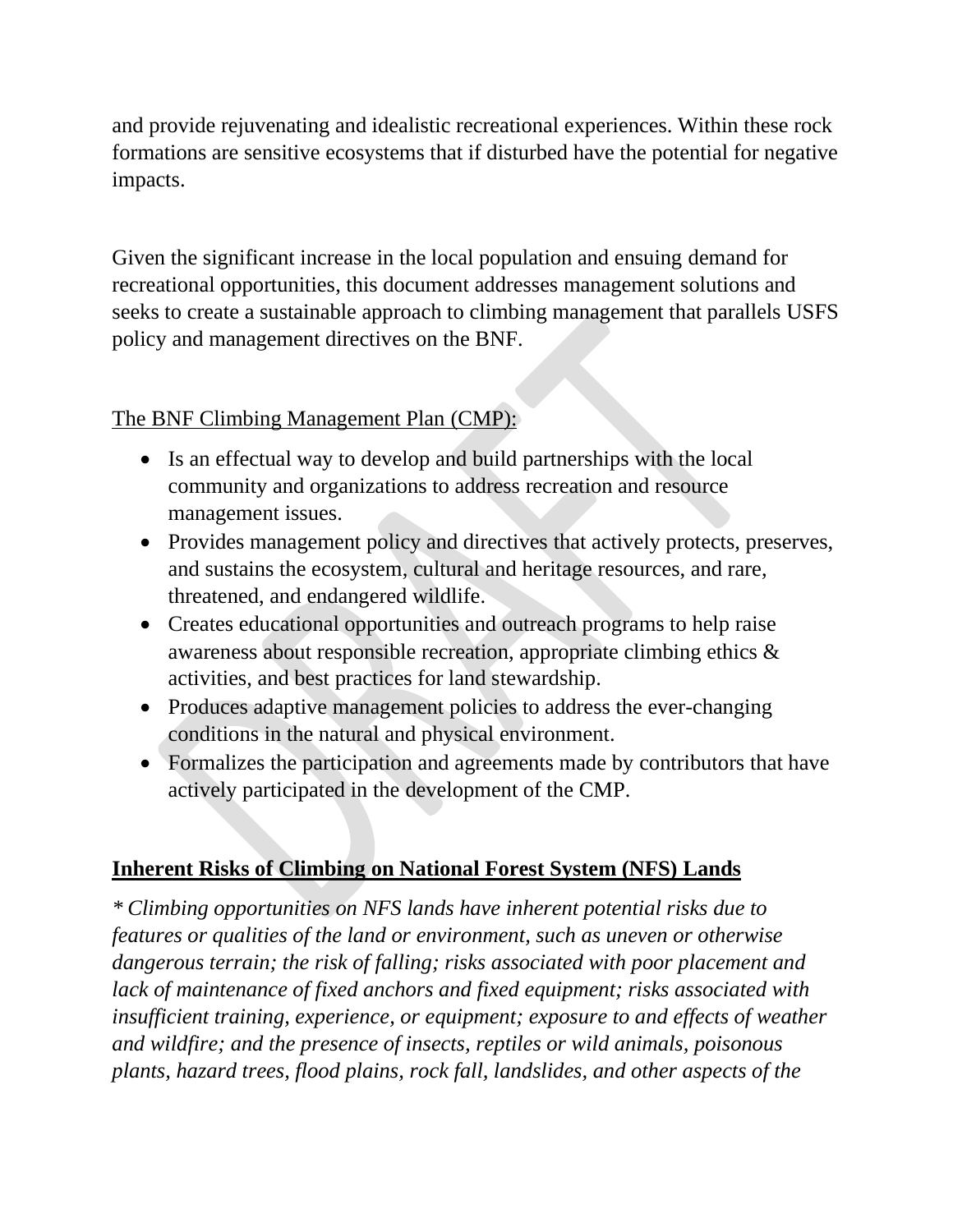and provide rejuvenating and idealistic recreational experiences. Within these rock formations are sensitive ecosystems that if disturbed have the potential for negative impacts.

Given the significant increase in the local population and ensuing demand for recreational opportunities, this document addresses management solutions and seeks to create a sustainable approach to climbing management that parallels USFS policy and management directives on the BNF.

<u>The BNF Climbing Management Plan (CMP):</u>

- Is an effectual way to develop and build partnerships with the local community and organizations to address recreation and resource management issues.
- Provides management policy and directives that actively protects, preserves, and sustains the ecosystem, cultural and heritage resources, and rare, threatened, and endangered wildlife.
- Creates educational opportunities and outreach programs to help raise awareness about responsible recreation, appropriate climbing ethics & activities, and best practices for land stewardship.
- Produces adaptive management policies to address the ever-changing conditions in the natural and physical environment.
- Formalizes the participation and agreements made by contributors that have actively participated in the development of the CMP.

## Inherent Risks of Climbing on National Forest System (NFS) Lands

*\* Climbing opportunities on NFS lands have inherent potential risks due to features or qualities of the land or environment, such as uneven or otherwise dangerous terrain; the risk of falling; risks associated with poor placement and lack of maintenance of fixed anchors and fixed equipment; risks associated with insufficient training, experience, or equipment; exposure to and effects of weather and wildfire; and the presence of insects, reptiles or wild animals, poisonous plants, hazard trees, flood plains, rock fall, landslides, and other aspects of the*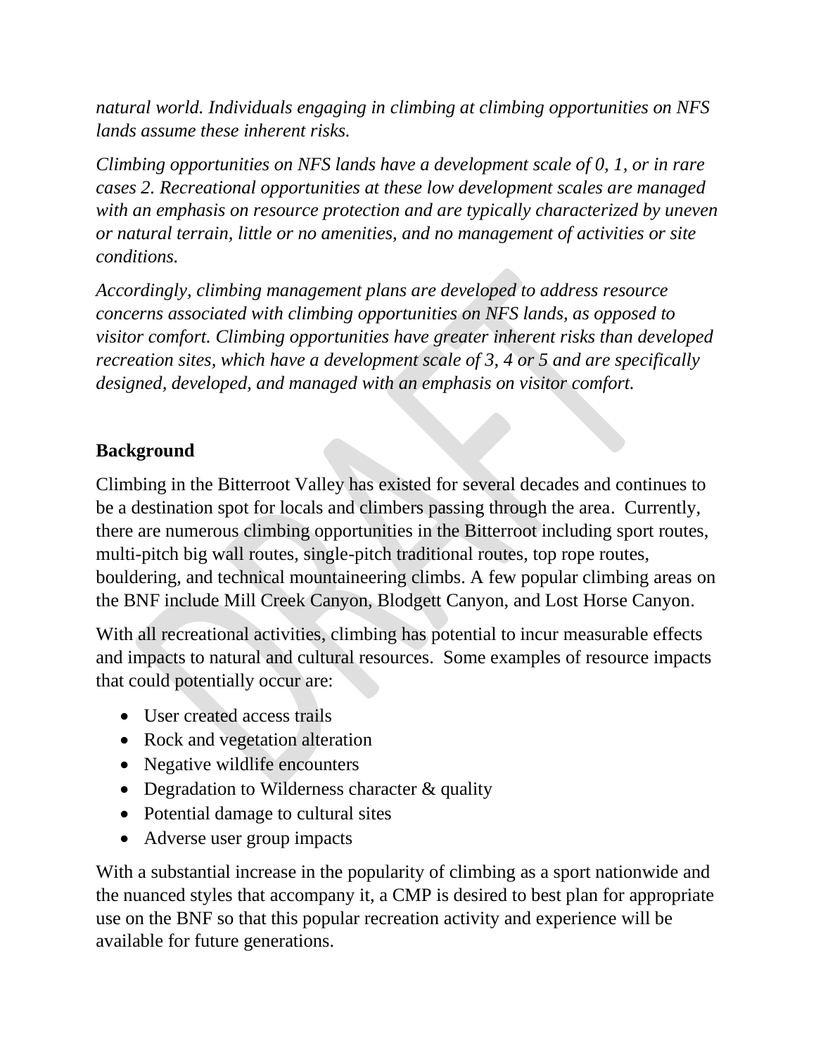*natural world. Individuals engaging in climbing at climbing opportunities on NFS lands assume these inherent risks.*

*Climbing opportunities on NFS lands have a development scale of 0, 1, or in rare cases 2. Recreational opportunities at these low development scales are managed with an emphasis on resource protection and are typically characterized by uneven or natural terrain, little or no amenities, and no management of activities or site conditions.*

*Accordingly, climbing management plans are developed to address resource concerns associated with climbing opportunities on NFS lands, as opposed to visitor comfort. Climbing opportunities have greater inherent risks than developed recreation sites, which have a development scale of 3, 4 or 5 and are specifically designed, developed, and managed with an emphasis on visitor comfort.*

## Background

Climbing in the Bitterroot Valley has existed for several decades and continues to be a destination spot for locals and climbers passing through the area. Currently, there are numerous climbing opportunities in the Bitterroot including sport routes, multi-pitch big wall routes, single-pitch traditional routes, top rope routes, bouldering, and technical mountaineering climbs. A few popular climbing areas on the BNF include Mill Creek Canyon, Blodgett Canyon, and Lost Horse Canyon.

With all recreational activities, climbing has potential to incur measurable effects and impacts to natural and cultural resources. Some examples of resource impacts that could potentially occur are:

- User created access trails
- Rock and vegetation alteration
- Negative wildlife encounters
- Degradation to Wilderness character & quality
- Potential damage to cultural sites
- Adverse user group impacts

With a substantial increase in the popularity of climbing as a sport nationwide and the nuanced styles that accompany it, a CMP is desired to best plan for appropriate use on the BNF so that this popular recreation activity and experience will be available for future generations.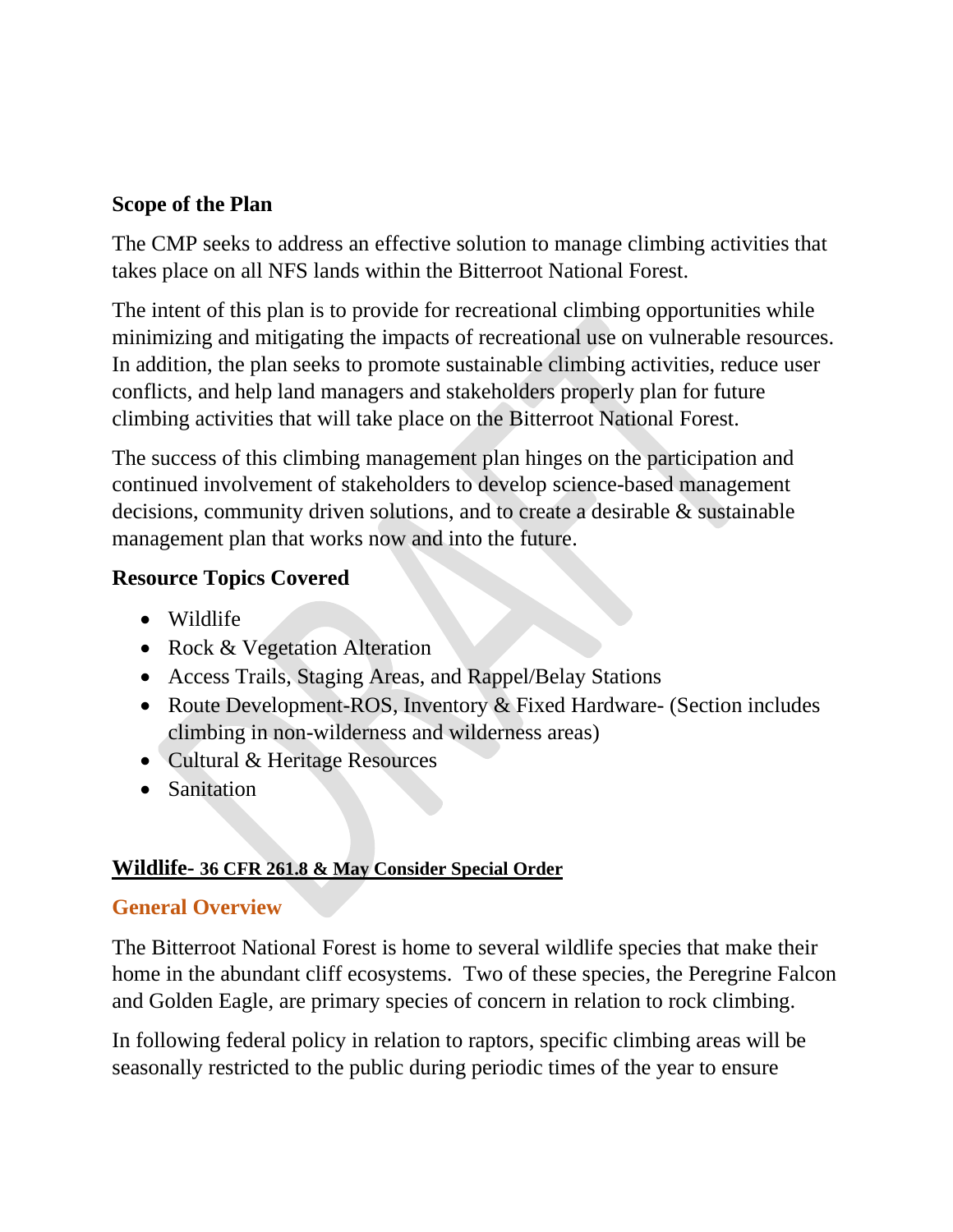## Scope of the Plan

The CMP seeks to address an effective solution to manage climbing activities that takes place on all NFS lands within the Bitterroot National Forest.

The intent of this plan is to provide for recreational climbing opportunities while minimizing and mitigating the impacts of recreational use on vulnerable resources. In addition, the plan seeks to promote sustainable climbing activities, reduce user conflicts, and help land managers and stakeholders properly plan for future climbing activities that will take place on the Bitterroot National Forest.

The success of this climbing management plan hinges on the participation and continued involvement of stakeholders to develop science-based management decisions, community driven solutions, and to create a desirable & sustainable management plan that works now and into the future.

## Resource Topics Covered

- Wildlife
- Rock & Vegetation Alteration
- Access Trails, Staging Areas, and Rappel/Belay Stations
- Route Development-ROS, Inventory & Fixed Hardware- (Section includes climbing in non-wilderness and wilderness areas)
- Cultural & Heritage Resources
- Sanitation

## Wildlife- 36 CFR 261.8 & May Consider Special Order

### General Overview

The Bitterroot National Forest is home to several wildlife species that make their home in the abundant cliff ecosystems. Two of these species, the Peregrine Falcon and Golden Eagle, are primary species of concern in relation to rock climbing.

In following federal policy in relation to raptors, specific climbing areas will be seasonally restricted to the public during periodic times of the year to ensure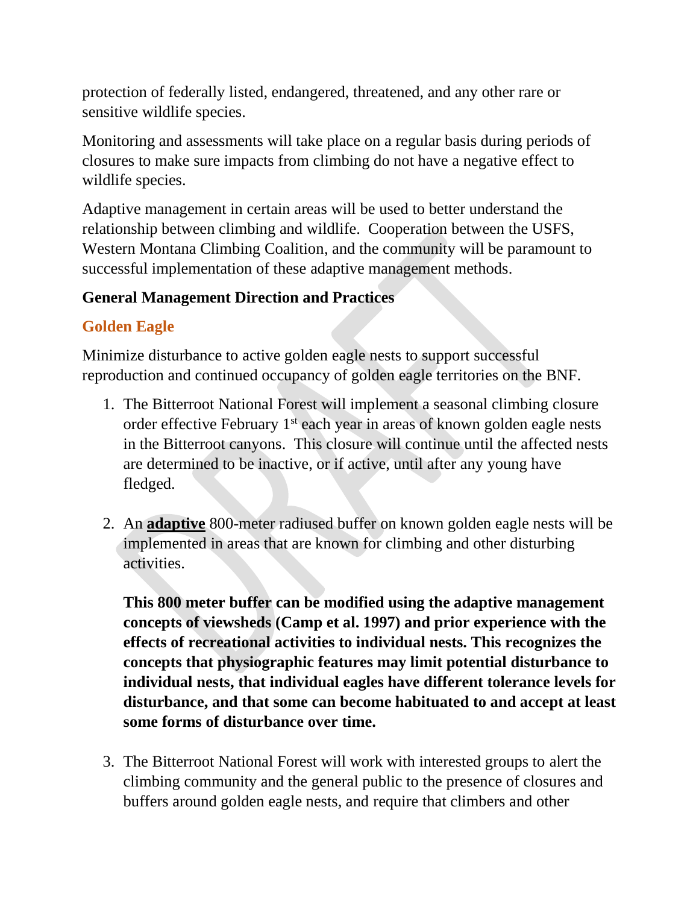protection of federally listed, endangered, threatened, and any other rare or sensitive wildlife species.

Monitoring and assessments will take place on a regular basis during periods of closures to make sure impacts from climbing do not have a negative effect to wildlife species.

Adaptive management in certain areas will be used to better understand the relationship between climbing and wildlife. Cooperation between the USFS, Western Montana Climbing Coalition, and the community will be paramount to successful implementation of these adaptive management methods.

### General Management Direction and Practices

### Golden Eagle

Minimize disturbance to active golden eagle nests to support successful reproduction and continued occupancy of golden eagle territories on the BNF.

1. The Bitterroot National Forest will implement a seasonal climbing closure order effective February 1st each year in areas of known golden eagle nests in the Bitterroot canyons. This closure will continue until the affected nests are determined to be inactive, or if active, until after any young have fledged.

2. An **adaptive** 800-meter radiused buffer on known golden eagle nests will be implemented in areas that are known for climbing and other disturbing activities.

   **This 800 meter buffer can be modified using the adaptive management concepts of viewsheds (Camp et al. 1997) and prior experience with the effects of recreational activities to individual nests. This recognizes the concepts that physiographic features may limit potential disturbance to individual nests, that individual eagles have different tolerance levels for disturbance, and that some can become habituated to and accept at least some forms of disturbance over time.**

3. The Bitterroot National Forest will work with interested groups to alert the climbing community and the general public to the presence of closures and buffers around golden eagle nests, and require that climbers and other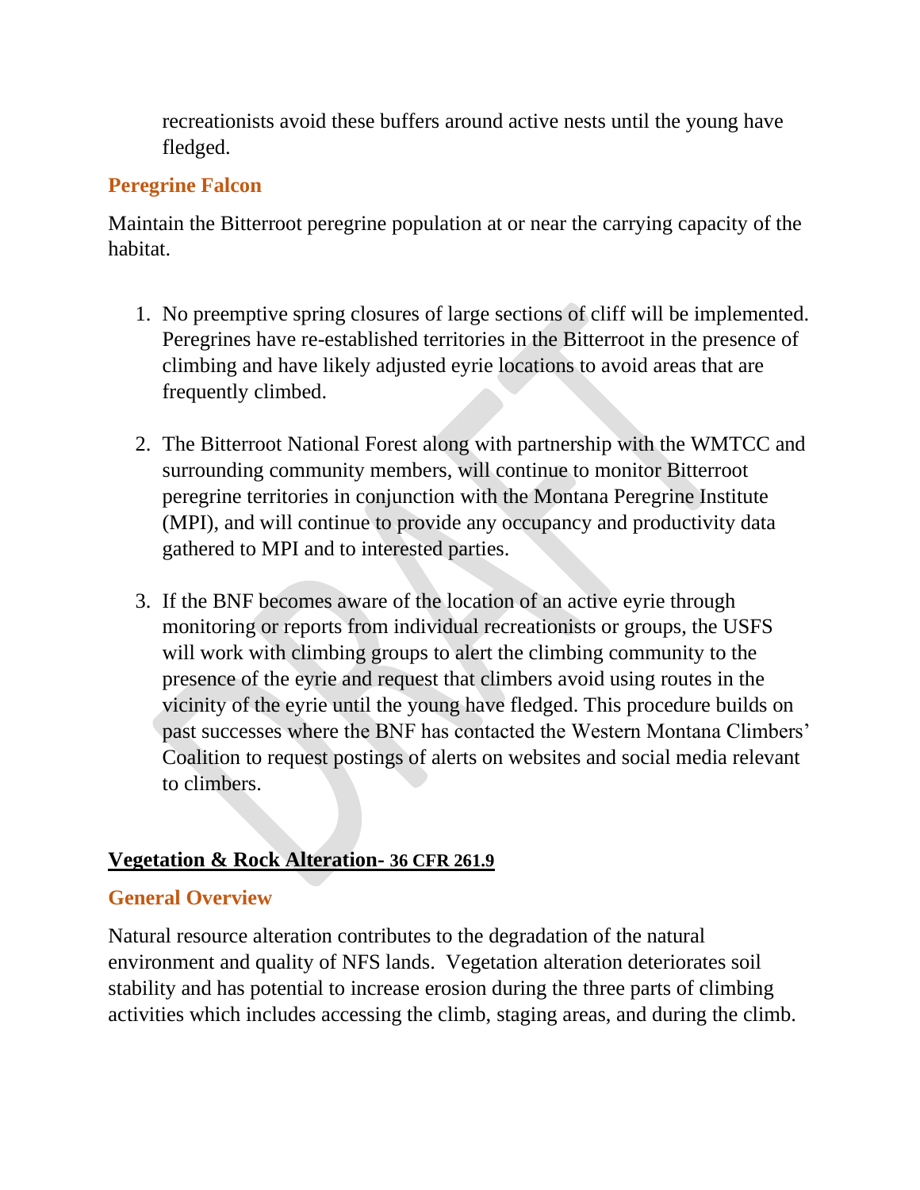recreationists avoid these buffers around active nests until the young have fledged.

### Peregrine Falcon

Maintain the Bitterroot peregrine population at or near the carrying capacity of the habitat.

1. No preemptive spring closures of large sections of cliff will be implemented. Peregrines have re-established territories in the Bitterroot in the presence of climbing and have likely adjusted eyrie locations to avoid areas that are frequently climbed.

2. The Bitterroot National Forest along with partnership with the WMTCC and surrounding community members, will continue to monitor Bitterroot peregrine territories in conjunction with the Montana Peregrine Institute (MPI), and will continue to provide any occupancy and productivity data gathered to MPI and to interested parties.

3. If the BNF becomes aware of the location of an active eyrie through monitoring or reports from individual recreationists or groups, the USFS will work with climbing groups to alert the climbing community to the presence of the eyrie and request that climbers avoid using routes in the vicinity of the eyrie until the young have fledged. This procedure builds on past successes where the BNF has contacted the Western Montana Climbers' Coalition to request postings of alerts on websites and social media relevant to climbers.

## Vegetation & Rock Alteration- 36 CFR 261.9

### General Overview

Natural resource alteration contributes to the degradation of the natural environment and quality of NFS lands. Vegetation alteration deteriorates soil stability and has potential to increase erosion during the three parts of climbing activities which includes accessing the climb, staging areas, and during the climb.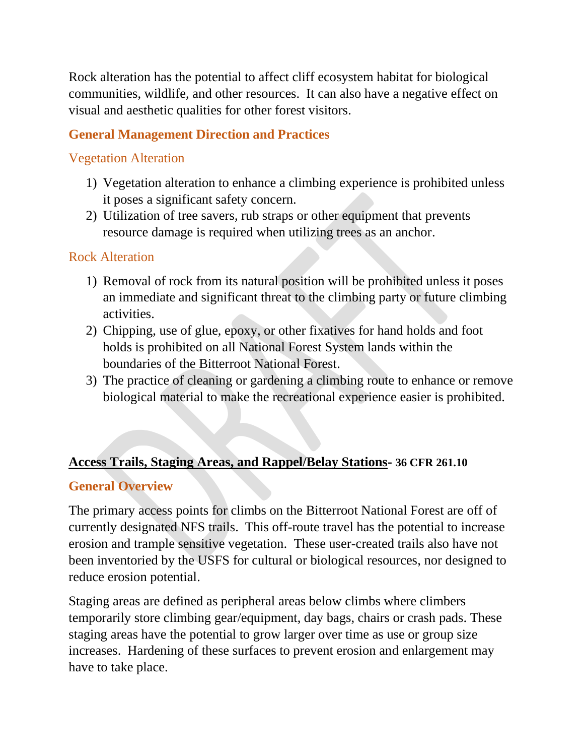Rock alteration has the potential to affect cliff ecosystem habitat for biological communities, wildlife, and other resources. It can also have a negative effect on visual and aesthetic qualities for other forest visitors.

### General Management Direction and Practices

#### Vegetation Alteration

1) Vegetation alteration to enhance a climbing experience is prohibited unless it poses a significant safety concern.
2) Utilization of tree savers, rub straps or other equipment that prevents resource damage is required when utilizing trees as an anchor.

#### Rock Alteration

1) Removal of rock from its natural position will be prohibited unless it poses an immediate and significant threat to the climbing party or future climbing activities.
2) Chipping, use of glue, epoxy, or other fixatives for hand holds and foot holds is prohibited on all National Forest System lands within the boundaries of the Bitterroot National Forest.
3) The practice of cleaning or gardening a climbing route to enhance or remove biological material to make the recreational experience easier is prohibited.

## Access Trails, Staging Areas, and Rappel/Belay Stations- 36 CFR 261.10

### General Overview

The primary access points for climbs on the Bitterroot National Forest are off of currently designated NFS trails. This off-route travel has the potential to increase erosion and trample sensitive vegetation. These user-created trails also have not been inventoried by the USFS for cultural or biological resources, nor designed to reduce erosion potential.

Staging areas are defined as peripheral areas below climbs where climbers temporarily store climbing gear/equipment, day bags, chairs or crash pads. These staging areas have the potential to grow larger over time as use or group size increases. Hardening of these surfaces to prevent erosion and enlargement may have to take place.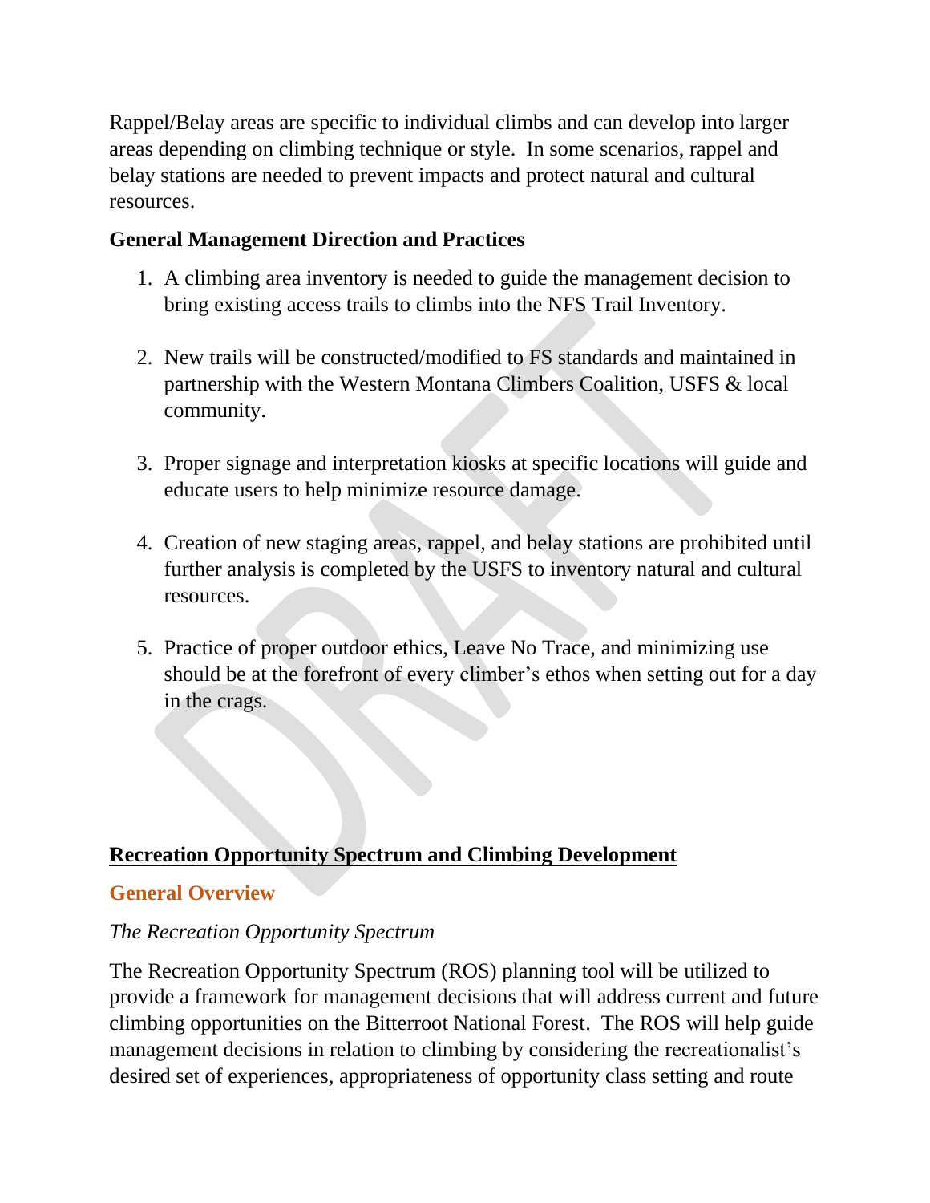Rappel/Belay areas are specific to individual climbs and can develop into larger areas depending on climbing technique or style. In some scenarios, rappel and belay stations are needed to prevent impacts and protect natural and cultural resources.

### General Management Direction and Practices

1. A climbing area inventory is needed to guide the management decision to bring existing access trails to climbs into the NFS Trail Inventory.

2. New trails will be constructed/modified to FS standards and maintained in partnership with the Western Montana Climbers Coalition, USFS & local community.

3. Proper signage and interpretation kiosks at specific locations will guide and educate users to help minimize resource damage.

4. Creation of new staging areas, rappel, and belay stations are prohibited until further analysis is completed by the USFS to inventory natural and cultural resources.

5. Practice of proper outdoor ethics, Leave No Trace, and minimizing use should be at the forefront of every climber's ethos when setting out for a day in the crags.

## Recreation Opportunity Spectrum and Climbing Development

### General Overview

*The Recreation Opportunity Spectrum*

The Recreation Opportunity Spectrum (ROS) planning tool will be utilized to provide a framework for management decisions that will address current and future climbing opportunities on the Bitterroot National Forest. The ROS will help guide management decisions in relation to climbing by considering the recreationalist's desired set of experiences, appropriateness of opportunity class setting and route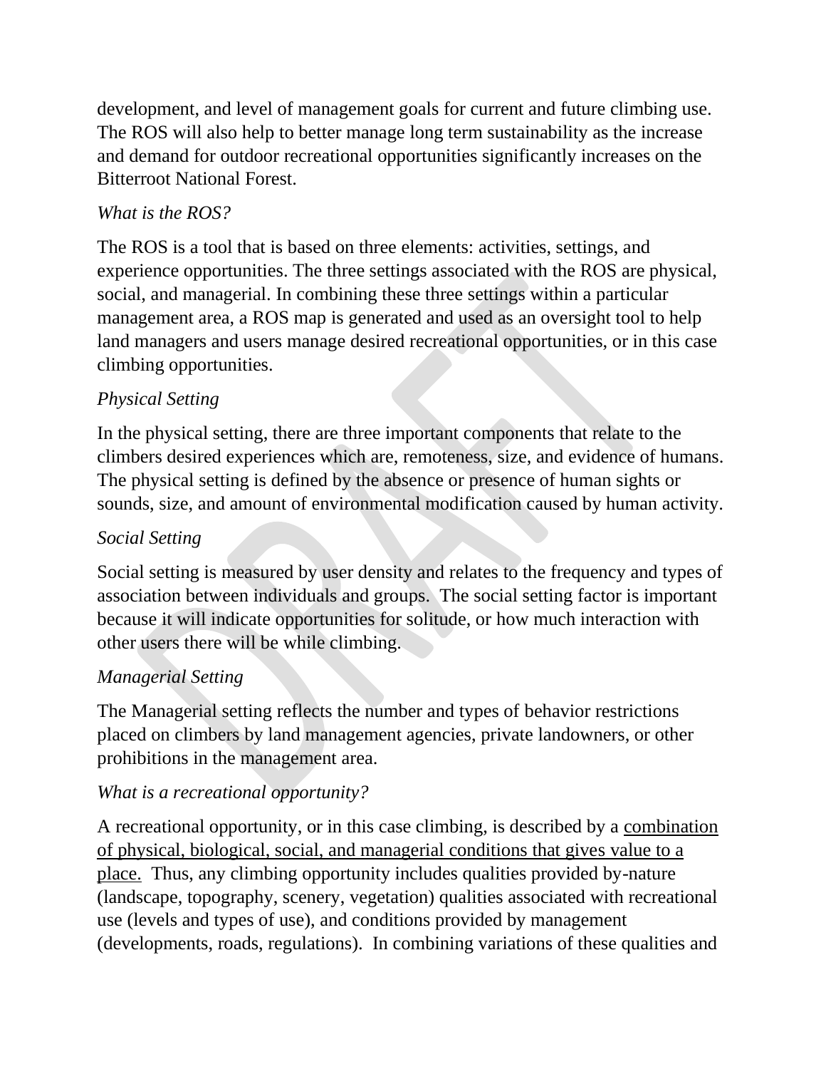development, and level of management goals for current and future climbing use. The ROS will also help to better manage long term sustainability as the increase and demand for outdoor recreational opportunities significantly increases on the Bitterroot National Forest.

*What is the ROS?*

The ROS is a tool that is based on three elements: activities, settings, and experience opportunities. The three settings associated with the ROS are physical, social, and managerial. In combining these three settings within a particular management area, a ROS map is generated and used as an oversight tool to help land managers and users manage desired recreational opportunities, or in this case climbing opportunities.

*Physical Setting*

In the physical setting, there are three important components that relate to the climbers desired experiences which are, remoteness, size, and evidence of humans. The physical setting is defined by the absence or presence of human sights or sounds, size, and amount of environmental modification caused by human activity.

*Social Setting*

Social setting is measured by user density and relates to the frequency and types of association between individuals and groups. The social setting factor is important because it will indicate opportunities for solitude, or how much interaction with other users there will be while climbing.

*Managerial Setting*

The Managerial setting reflects the number and types of behavior restrictions placed on climbers by land management agencies, private landowners, or other prohibitions in the management area.

*What is a recreational opportunity?*

A recreational opportunity, or in this case climbing, is described by a <u>combination of physical, biological, social, and managerial conditions that gives value to a place.</u> Thus, any climbing opportunity includes qualities provided by-nature (landscape, topography, scenery, vegetation) qualities associated with recreational use (levels and types of use), and conditions provided by management (developments, roads, regulations). In combining variations of these qualities and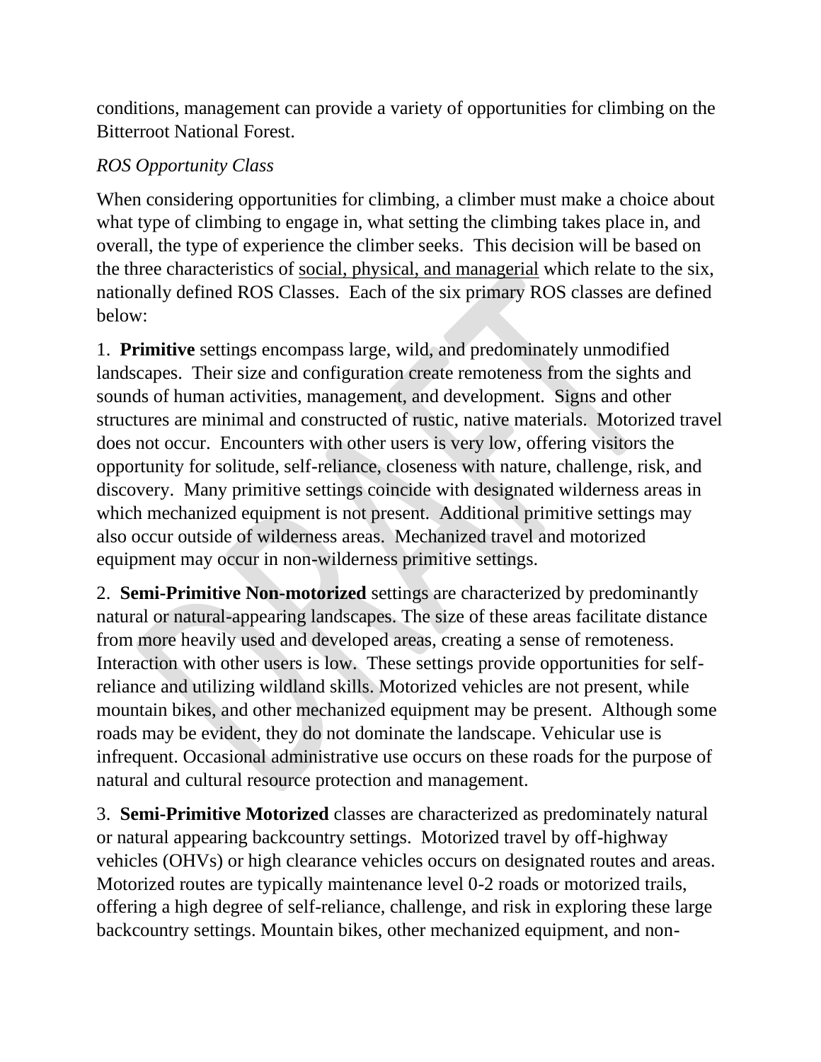conditions, management can provide a variety of opportunities for climbing on the Bitterroot National Forest.

*ROS Opportunity Class*

When considering opportunities for climbing, a climber must make a choice about what type of climbing to engage in, what setting the climbing takes place in, and overall, the type of experience the climber seeks. This decision will be based on the three characteristics of <u>social, physical, and managerial</u> which relate to the six, nationally defined ROS Classes. Each of the six primary ROS classes are defined below:

1. **Primitive** settings encompass large, wild, and predominately unmodified landscapes. Their size and configuration create remoteness from the sights and sounds of human activities, management, and development. Signs and other structures are minimal and constructed of rustic, native materials. Motorized travel does not occur. Encounters with other users is very low, offering visitors the opportunity for solitude, self-reliance, closeness with nature, challenge, risk, and discovery. Many primitive settings coincide with designated wilderness areas in which mechanized equipment is not present. Additional primitive settings may also occur outside of wilderness areas. Mechanized travel and motorized equipment may occur in non-wilderness primitive settings.

2. **Semi-Primitive Non-motorized** settings are characterized by predominantly natural or natural-appearing landscapes. The size of these areas facilitate distance from more heavily used and developed areas, creating a sense of remoteness. Interaction with other users is low. These settings provide opportunities for self-reliance and utilizing wildland skills. Motorized vehicles are not present, while mountain bikes, and other mechanized equipment may be present. Although some roads may be evident, they do not dominate the landscape. Vehicular use is infrequent. Occasional administrative use occurs on these roads for the purpose of natural and cultural resource protection and management.

3. **Semi-Primitive Motorized** classes are characterized as predominately natural or natural appearing backcountry settings. Motorized travel by off-highway vehicles (OHVs) or high clearance vehicles occurs on designated routes and areas. Motorized routes are typically maintenance level 0-2 roads or motorized trails, offering a high degree of self-reliance, challenge, and risk in exploring these large backcountry settings. Mountain bikes, other mechanized equipment, and non-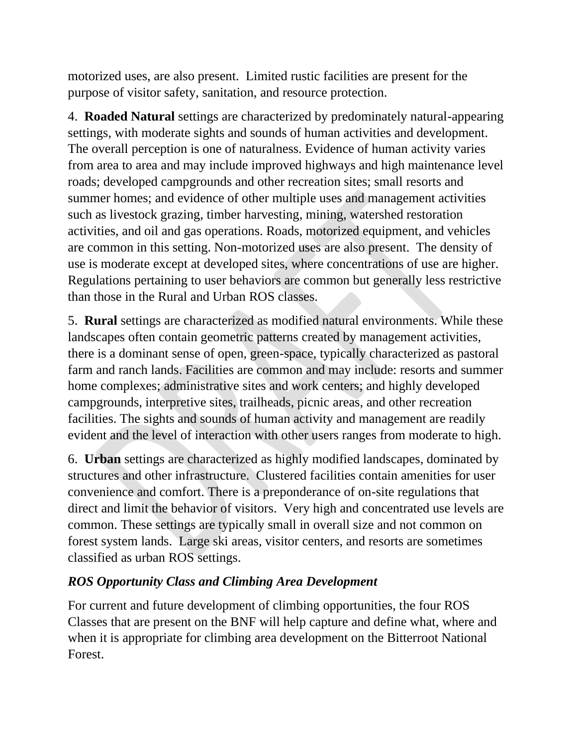motorized uses, are also present.  Limited rustic facilities are present for the purpose of visitor safety, sanitation, and resource protection.

4.  **Roaded Natural** settings are characterized by predominately natural-appearing settings, with moderate sights and sounds of human activities and development. The overall perception is one of naturalness. Evidence of human activity varies from area to area and may include improved highways and high maintenance level roads; developed campgrounds and other recreation sites; small resorts and summer homes; and evidence of other multiple uses and management activities such as livestock grazing, timber harvesting, mining, watershed restoration activities, and oil and gas operations. Roads, motorized equipment, and vehicles are common in this setting. Non-motorized uses are also present.  The density of use is moderate except at developed sites, where concentrations of use are higher. Regulations pertaining to user behaviors are common but generally less restrictive than those in the Rural and Urban ROS classes.

5.  **Rural** settings are characterized as modified natural environments. While these landscapes often contain geometric patterns created by management activities, there is a dominant sense of open, green-space, typically characterized as pastoral farm and ranch lands. Facilities are common and may include: resorts and summer home complexes; administrative sites and work centers; and highly developed campgrounds, interpretive sites, trailheads, picnic areas, and other recreation facilities. The sights and sounds of human activity and management are readily evident and the level of interaction with other users ranges from moderate to high.

6.  **Urban** settings are characterized as highly modified landscapes, dominated by structures and other infrastructure.  Clustered facilities contain amenities for user convenience and comfort. There is a preponderance of on-site regulations that direct and limit the behavior of visitors.  Very high and concentrated use levels are common. These settings are typically small in overall size and not common on forest system lands.  Large ski areas, visitor centers, and resorts are sometimes classified as urban ROS settings.

### *ROS Opportunity Class and Climbing Area Development*

For current and future development of climbing opportunities, the four ROS Classes that are present on the BNF will help capture and define what, where and when it is appropriate for climbing area development on the Bitterroot National Forest.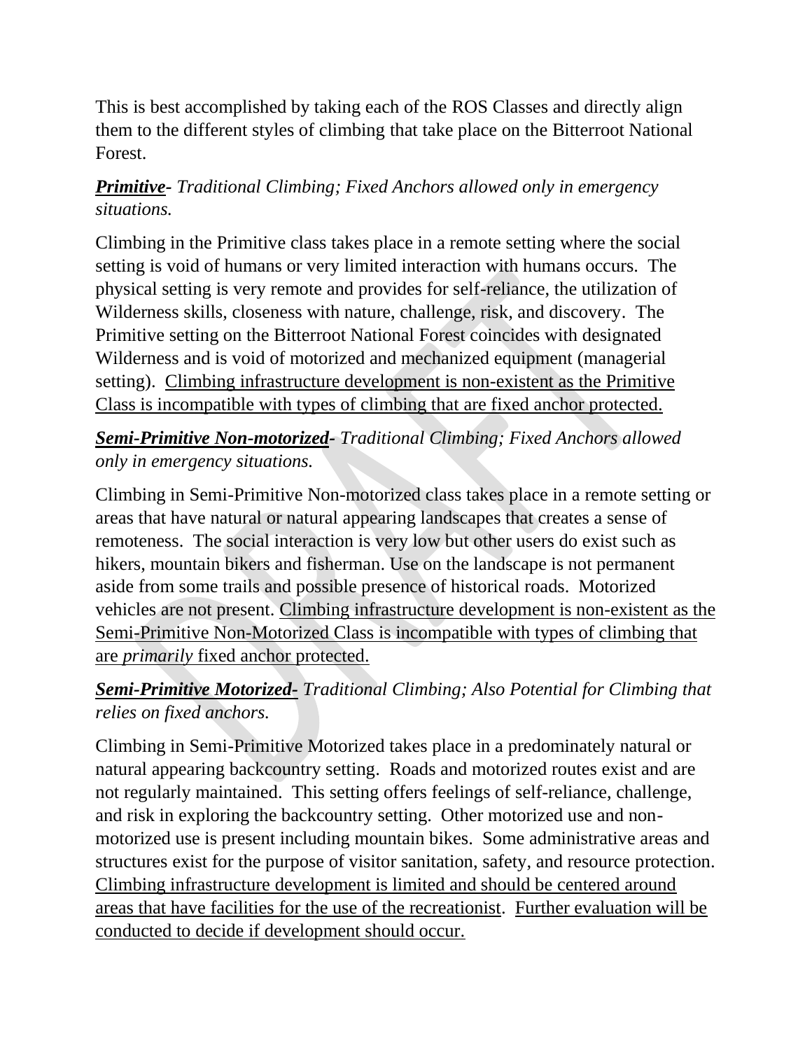This is best accomplished by taking each of the ROS Classes and directly align them to the different styles of climbing that take place on the Bitterroot National Forest.

***Primitive****- Traditional Climbing; Fixed Anchors allowed only in emergency situations.*

Climbing in the Primitive class takes place in a remote setting where the social setting is void of humans or very limited interaction with humans occurs. The physical setting is very remote and provides for self-reliance, the utilization of Wilderness skills, closeness with nature, challenge, risk, and discovery. The Primitive setting on the Bitterroot National Forest coincides with designated Wilderness and is void of motorized and mechanized equipment (managerial setting). <u>Climbing infrastructure development is non-existent as the Primitive Class is incompatible with types of climbing that are fixed anchor protected.</u>

***Semi-Primitive Non-motorized****- Traditional Climbing; Fixed Anchors allowed only in emergency situations.*

Climbing in Semi-Primitive Non-motorized class takes place in a remote setting or areas that have natural or natural appearing landscapes that creates a sense of remoteness. The social interaction is very low but other users do exist such as hikers, mountain bikers and fisherman. Use on the landscape is not permanent aside from some trails and possible presence of historical roads. Motorized vehicles are not present. <u>Climbing infrastructure development is non-existent as the Semi-Primitive Non-Motorized Class is incompatible with types of climbing that are *primarily* fixed anchor protected.</u>

***Semi-Primitive Motorized****- Traditional Climbing; Also Potential for Climbing that relies on fixed anchors.*

Climbing in Semi-Primitive Motorized takes place in a predominately natural or natural appearing backcountry setting. Roads and motorized routes exist and are not regularly maintained. This setting offers feelings of self-reliance, challenge, and risk in exploring the backcountry setting. Other motorized use and non-motorized use is present including mountain bikes. Some administrative areas and structures exist for the purpose of visitor sanitation, safety, and resource protection. <u>Climbing infrastructure development is limited and should be centered around areas that have facilities for the use of the recreationist</u>. <u>Further evaluation will be conducted to decide if development should occur.</u>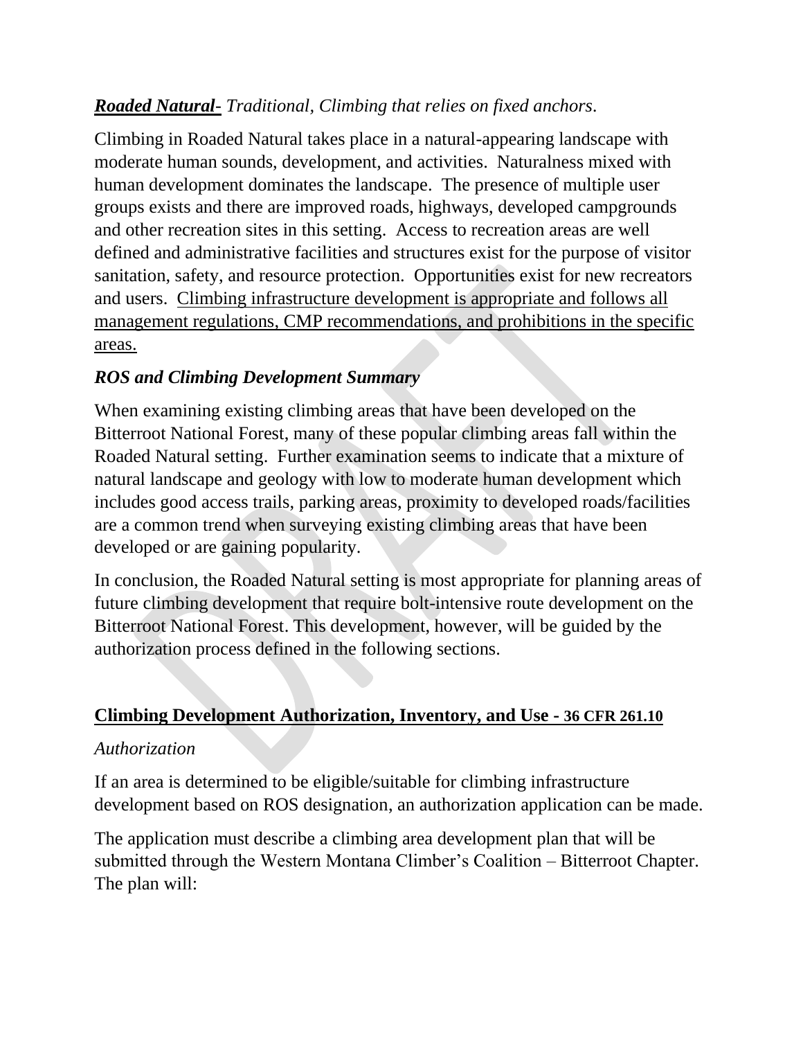***Roaded Natural*** *- Traditional, Climbing that relies on fixed anchors.*

Climbing in Roaded Natural takes place in a natural-appearing landscape with moderate human sounds, development, and activities. Naturalness mixed with human development dominates the landscape. The presence of multiple user groups exists and there are improved roads, highways, developed campgrounds and other recreation sites in this setting. Access to recreation areas are well defined and administrative facilities and structures exist for the purpose of visitor sanitation, safety, and resource protection. Opportunities exist for new recreators and users. <u>Climbing infrastructure development is appropriate and follows all management regulations, CMP recommendations, and prohibitions in the specific areas.</u>

***ROS and Climbing Development Summary***

When examining existing climbing areas that have been developed on the Bitterroot National Forest, many of these popular climbing areas fall within the Roaded Natural setting. Further examination seems to indicate that a mixture of natural landscape and geology with low to moderate human development which includes good access trails, parking areas, proximity to developed roads/facilities are a common trend when surveying existing climbing areas that have been developed or are gaining popularity.

In conclusion, the Roaded Natural setting is most appropriate for planning areas of future climbing development that require bolt-intensive route development on the Bitterroot National Forest. This development, however, will be guided by the authorization process defined in the following sections.

## Climbing Development Authorization, Inventory, and Use - 36 CFR 261.10

*Authorization*

If an area is determined to be eligible/suitable for climbing infrastructure development based on ROS designation, an authorization application can be made.

The application must describe a climbing area development plan that will be submitted through the Western Montana Climber's Coalition – Bitterroot Chapter. The plan will: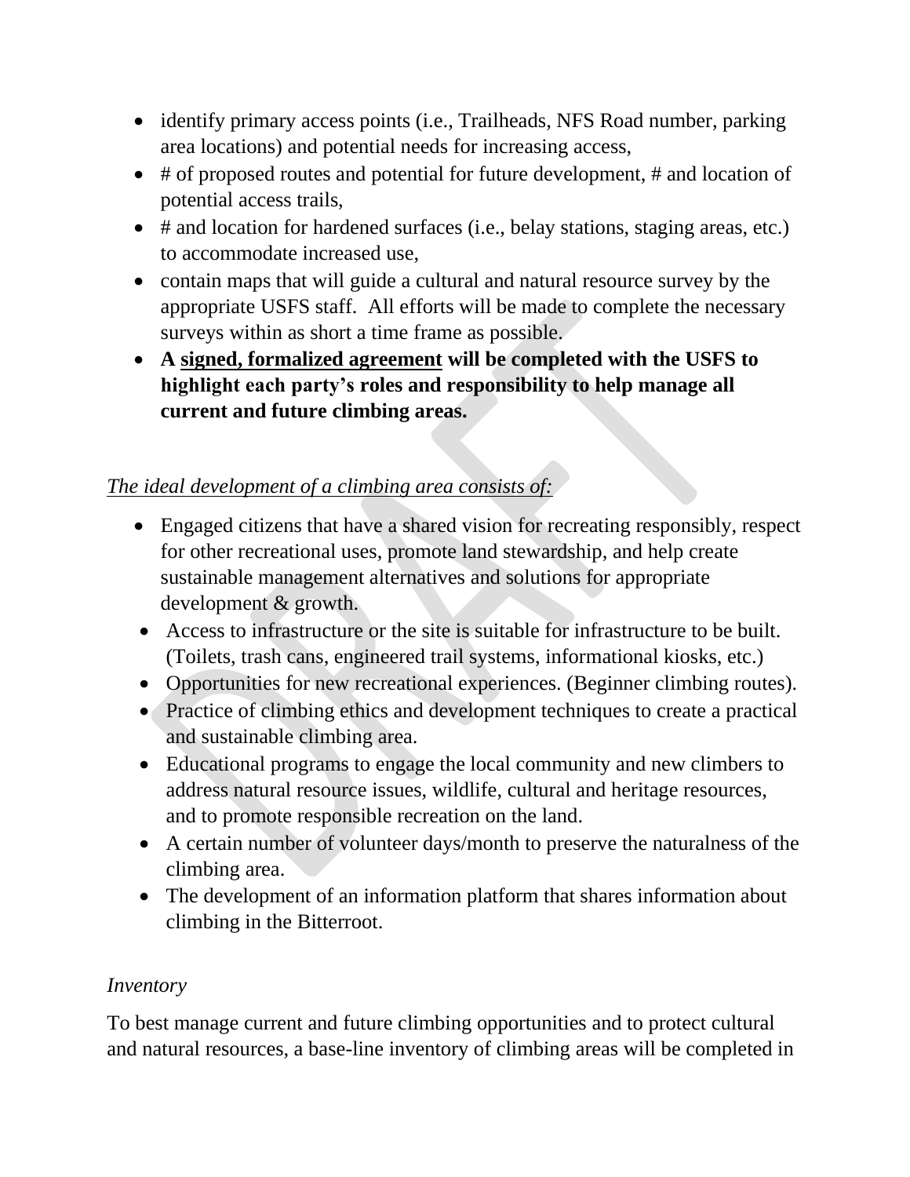- identify primary access points (i.e., Trailheads, NFS Road number, parking area locations) and potential needs for increasing access,
- # of proposed routes and potential for future development, # and location of potential access trails,
- # and location for hardened surfaces (i.e., belay stations, staging areas, etc.) to accommodate increased use,
- contain maps that will guide a cultural and natural resource survey by the appropriate USFS staff. All efforts will be made to complete the necessary surveys within as short a time frame as possible.
- **A <u>signed, formalized agreement</u> will be completed with the USFS to highlight each party's roles and responsibility to help manage all current and future climbing areas.**

*<u>The ideal development of a climbing area consists of:</u>*

- Engaged citizens that have a shared vision for recreating responsibly, respect for other recreational uses, promote land stewardship, and help create sustainable management alternatives and solutions for appropriate development & growth.
- Access to infrastructure or the site is suitable for infrastructure to be built. (Toilets, trash cans, engineered trail systems, informational kiosks, etc.)
- Opportunities for new recreational experiences. (Beginner climbing routes).
- Practice of climbing ethics and development techniques to create a practical and sustainable climbing area.
- Educational programs to engage the local community and new climbers to address natural resource issues, wildlife, cultural and heritage resources, and to promote responsible recreation on the land.
- A certain number of volunteer days/month to preserve the naturalness of the climbing area.
- The development of an information platform that shares information about climbing in the Bitterroot.

*Inventory*

To best manage current and future climbing opportunities and to protect cultural and natural resources, a base-line inventory of climbing areas will be completed in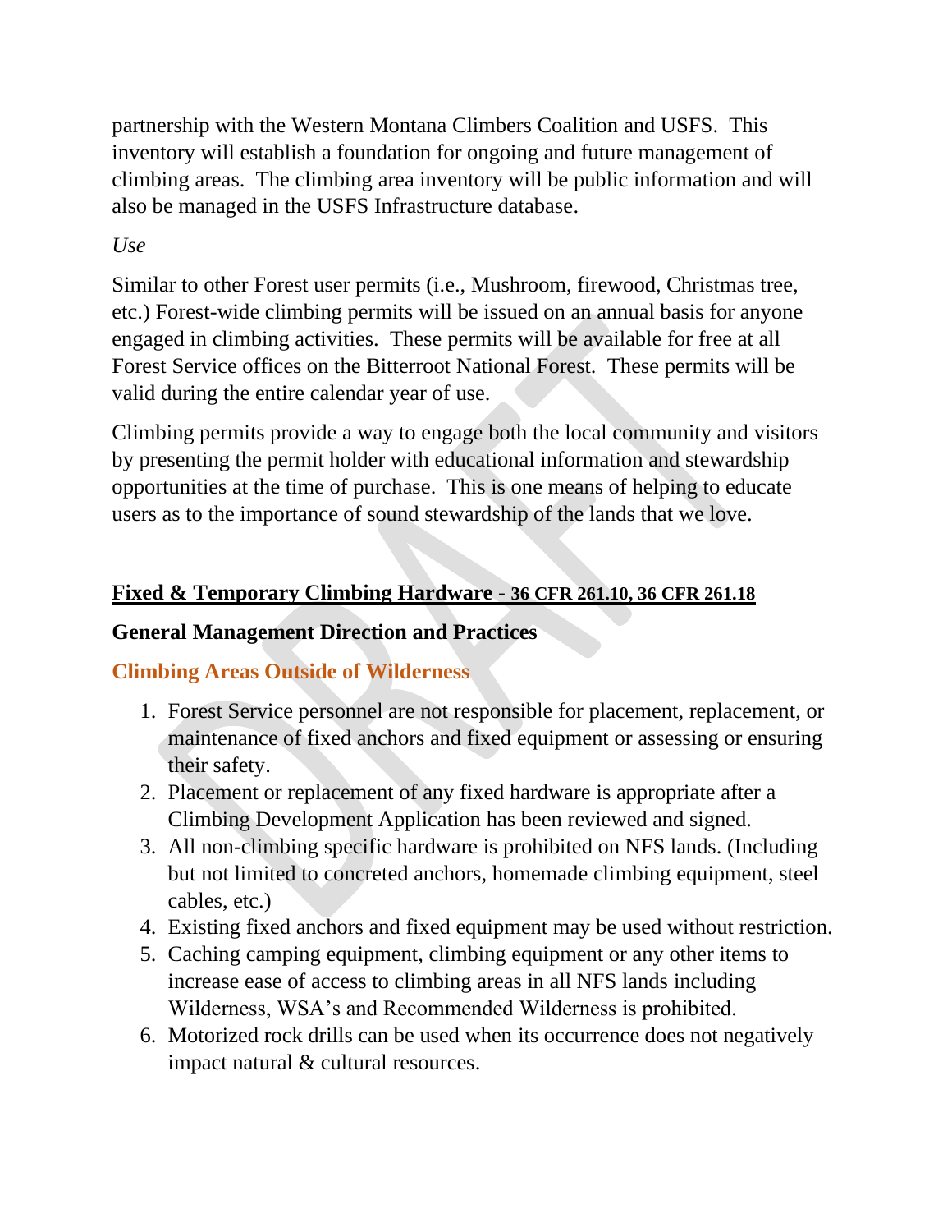partnership with the Western Montana Climbers Coalition and USFS. This inventory will establish a foundation for ongoing and future management of climbing areas. The climbing area inventory will be public information and will also be managed in the USFS Infrastructure database.

*Use*

Similar to other Forest user permits (i.e., Mushroom, firewood, Christmas tree, etc.) Forest-wide climbing permits will be issued on an annual basis for anyone engaged in climbing activities. These permits will be available for free at all Forest Service offices on the Bitterroot National Forest. These permits will be valid during the entire calendar year of use.

Climbing permits provide a way to engage both the local community and visitors by presenting the permit holder with educational information and stewardship opportunities at the time of purchase. This is one means of helping to educate users as to the importance of sound stewardship of the lands that we love.

## Fixed & Temporary Climbing Hardware - 36 CFR 261.10, 36 CFR 261.18

### General Management Direction and Practices

### Climbing Areas Outside of Wilderness

1. Forest Service personnel are not responsible for placement, replacement, or maintenance of fixed anchors and fixed equipment or assessing or ensuring their safety.
2. Placement or replacement of any fixed hardware is appropriate after a Climbing Development Application has been reviewed and signed.
3. All non-climbing specific hardware is prohibited on NFS lands. (Including but not limited to concreted anchors, homemade climbing equipment, steel cables, etc.)
4. Existing fixed anchors and fixed equipment may be used without restriction.
5. Caching camping equipment, climbing equipment or any other items to increase ease of access to climbing areas in all NFS lands including Wilderness, WSA's and Recommended Wilderness is prohibited.
6. Motorized rock drills can be used when its occurrence does not negatively impact natural & cultural resources.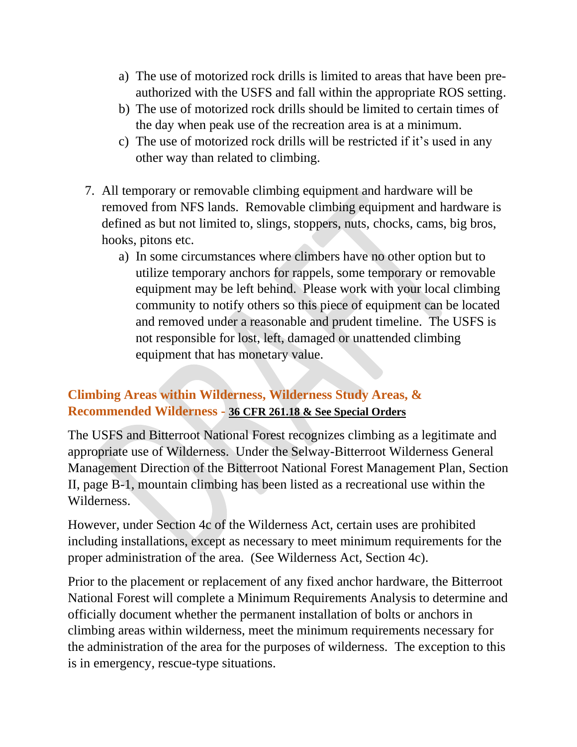a) The use of motorized rock drills is limited to areas that have been pre-authorized with the USFS and fall within the appropriate ROS setting.
   b) The use of motorized rock drills should be limited to certain times of the day when peak use of the recreation area is at a minimum.
   c) The use of motorized rock drills will be restricted if it's used in any other way than related to climbing.

7. All temporary or removable climbing equipment and hardware will be removed from NFS lands. Removable climbing equipment and hardware is defined as but not limited to, slings, stoppers, nuts, chocks, cams, big bros, hooks, pitons etc.
   a) In some circumstances where climbers have no other option but to utilize temporary anchors for rappels, some temporary or removable equipment may be left behind. Please work with your local climbing community to notify others so this piece of equipment can be located and removed under a reasonable and prudent timeline. The USFS is not responsible for lost, left, damaged or unattended climbing equipment that has monetary value.

### Climbing Areas within Wilderness, Wilderness Study Areas, & Recommended Wilderness - **36 CFR 261.18 & See Special Orders**

The USFS and Bitterroot National Forest recognizes climbing as a legitimate and appropriate use of Wilderness. Under the Selway-Bitterroot Wilderness General Management Direction of the Bitterroot National Forest Management Plan, Section II, page B-1, mountain climbing has been listed as a recreational use within the Wilderness.

However, under Section 4c of the Wilderness Act, certain uses are prohibited including installations, except as necessary to meet minimum requirements for the proper administration of the area. (See Wilderness Act, Section 4c).

Prior to the placement or replacement of any fixed anchor hardware, the Bitterroot National Forest will complete a Minimum Requirements Analysis to determine and officially document whether the permanent installation of bolts or anchors in climbing areas within wilderness, meet the minimum requirements necessary for the administration of the area for the purposes of wilderness. The exception to this is in emergency, rescue-type situations.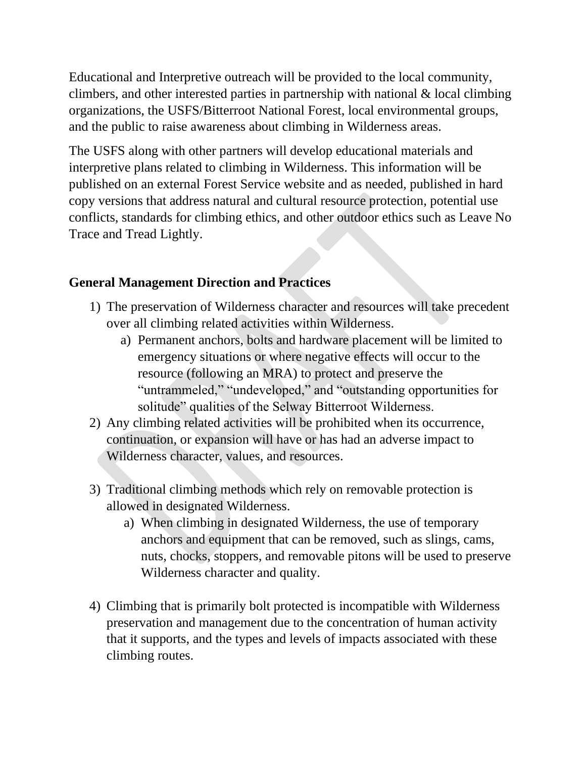Educational and Interpretive outreach will be provided to the local community, climbers, and other interested parties in partnership with national & local climbing organizations, the USFS/Bitterroot National Forest, local environmental groups, and the public to raise awareness about climbing in Wilderness areas.

The USFS along with other partners will develop educational materials and interpretive plans related to climbing in Wilderness. This information will be published on an external Forest Service website and as needed, published in hard copy versions that address natural and cultural resource protection, potential use conflicts, standards for climbing ethics, and other outdoor ethics such as Leave No Trace and Tread Lightly.

## General Management Direction and Practices

1) The preservation of Wilderness character and resources will take precedent over all climbing related activities within Wilderness.
    a) Permanent anchors, bolts and hardware placement will be limited to emergency situations or where negative effects will occur to the resource (following an MRA) to protect and preserve the "untrammeled," "undeveloped," and "outstanding opportunities for solitude" qualities of the Selway Bitterroot Wilderness.
2) Any climbing related activities will be prohibited when its occurrence, continuation, or expansion will have or has had an adverse impact to Wilderness character, values, and resources.

3) Traditional climbing methods which rely on removable protection is allowed in designated Wilderness.
    a) When climbing in designated Wilderness, the use of temporary anchors and equipment that can be removed, such as slings, cams, nuts, chocks, stoppers, and removable pitons will be used to preserve Wilderness character and quality.

4) Climbing that is primarily bolt protected is incompatible with Wilderness preservation and management due to the concentration of human activity that it supports, and the types and levels of impacts associated with these climbing routes.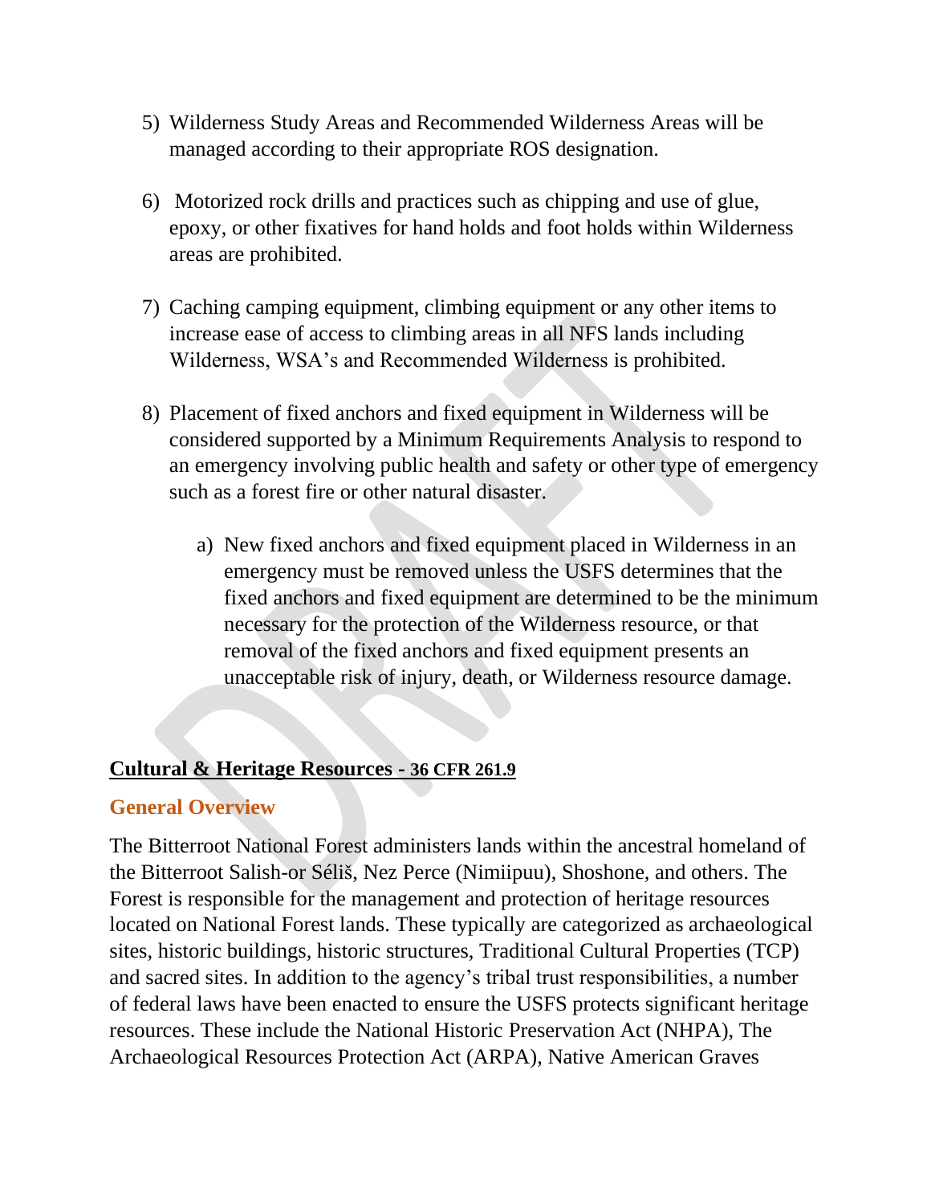5) Wilderness Study Areas and Recommended Wilderness Areas will be managed according to their appropriate ROS designation.

6) Motorized rock drills and practices such as chipping and use of glue, epoxy, or other fixatives for hand holds and foot holds within Wilderness areas are prohibited.

7) Caching camping equipment, climbing equipment or any other items to increase ease of access to climbing areas in all NFS lands including Wilderness, WSA's and Recommended Wilderness is prohibited.

8) Placement of fixed anchors and fixed equipment in Wilderness will be considered supported by a Minimum Requirements Analysis to respond to an emergency involving public health and safety or other type of emergency such as a forest fire or other natural disaster.

   a) New fixed anchors and fixed equipment placed in Wilderness in an emergency must be removed unless the USFS determines that the fixed anchors and fixed equipment are determined to be the minimum necessary for the protection of the Wilderness resource, or that removal of the fixed anchors and fixed equipment presents an unacceptable risk of injury, death, or Wilderness resource damage.

## Cultural & Heritage Resources - 36 CFR 261.9

### General Overview

The Bitterroot National Forest administers lands within the ancestral homeland of the Bitterroot Salish-or Séliš, Nez Perce (Nimiipuu), Shoshone, and others. The Forest is responsible for the management and protection of heritage resources located on National Forest lands. These typically are categorized as archaeological sites, historic buildings, historic structures, Traditional Cultural Properties (TCP) and sacred sites. In addition to the agency's tribal trust responsibilities, a number of federal laws have been enacted to ensure the USFS protects significant heritage resources. These include the National Historic Preservation Act (NHPA), The Archaeological Resources Protection Act (ARPA), Native American Graves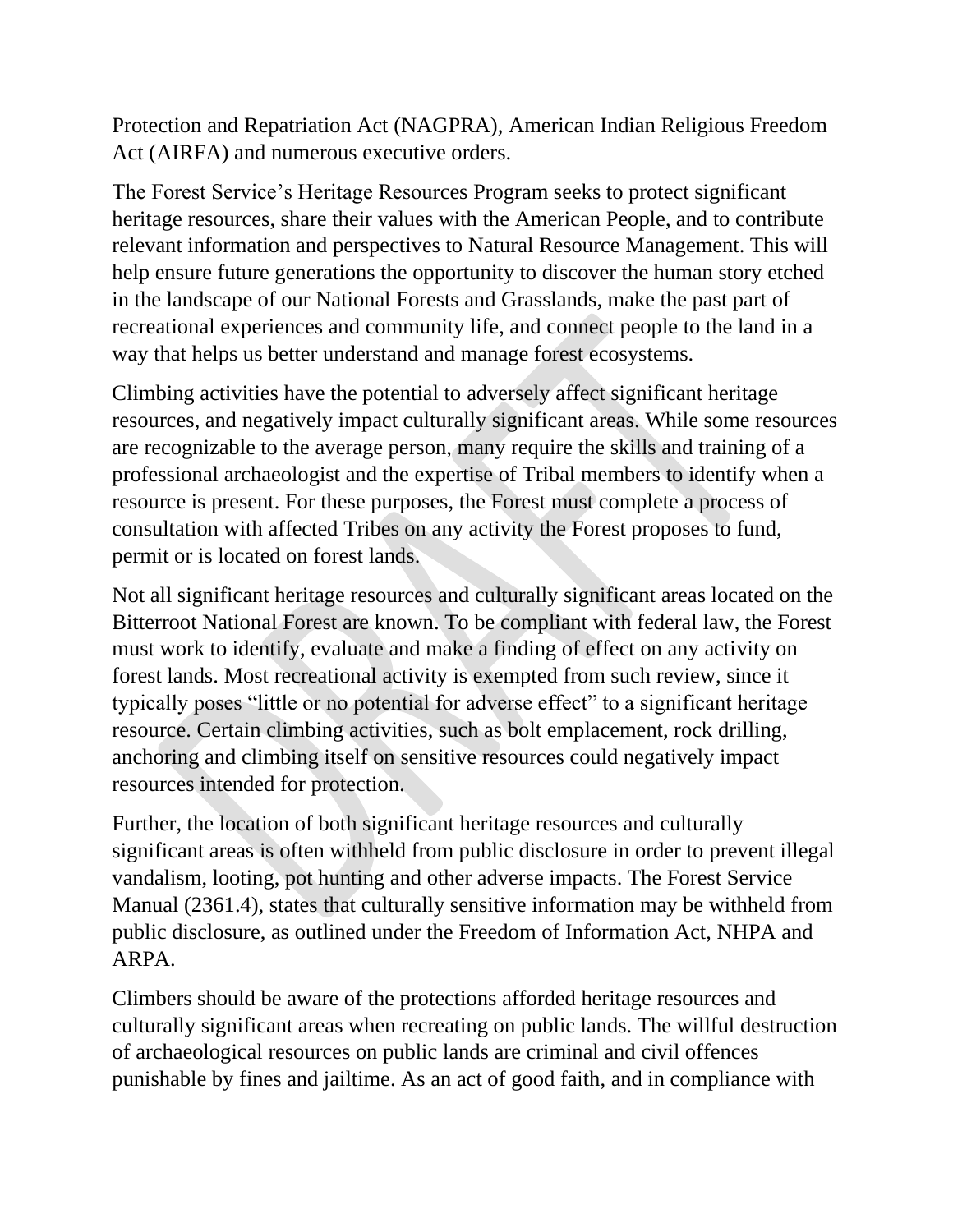Protection and Repatriation Act (NAGPRA), American Indian Religious Freedom Act (AIRFA) and numerous executive orders.

The Forest Service's Heritage Resources Program seeks to protect significant heritage resources, share their values with the American People, and to contribute relevant information and perspectives to Natural Resource Management. This will help ensure future generations the opportunity to discover the human story etched in the landscape of our National Forests and Grasslands, make the past part of recreational experiences and community life, and connect people to the land in a way that helps us better understand and manage forest ecosystems.

Climbing activities have the potential to adversely affect significant heritage resources, and negatively impact culturally significant areas. While some resources are recognizable to the average person, many require the skills and training of a professional archaeologist and the expertise of Tribal members to identify when a resource is present. For these purposes, the Forest must complete a process of consultation with affected Tribes on any activity the Forest proposes to fund, permit or is located on forest lands.

Not all significant heritage resources and culturally significant areas located on the Bitterroot National Forest are known. To be compliant with federal law, the Forest must work to identify, evaluate and make a finding of effect on any activity on forest lands. Most recreational activity is exempted from such review, since it typically poses "little or no potential for adverse effect" to a significant heritage resource. Certain climbing activities, such as bolt emplacement, rock drilling, anchoring and climbing itself on sensitive resources could negatively impact resources intended for protection.

Further, the location of both significant heritage resources and culturally significant areas is often withheld from public disclosure in order to prevent illegal vandalism, looting, pot hunting and other adverse impacts. The Forest Service Manual (2361.4), states that culturally sensitive information may be withheld from public disclosure, as outlined under the Freedom of Information Act, NHPA and ARPA.

Climbers should be aware of the protections afforded heritage resources and culturally significant areas when recreating on public lands. The willful destruction of archaeological resources on public lands are criminal and civil offences punishable by fines and jailtime. As an act of good faith, and in compliance with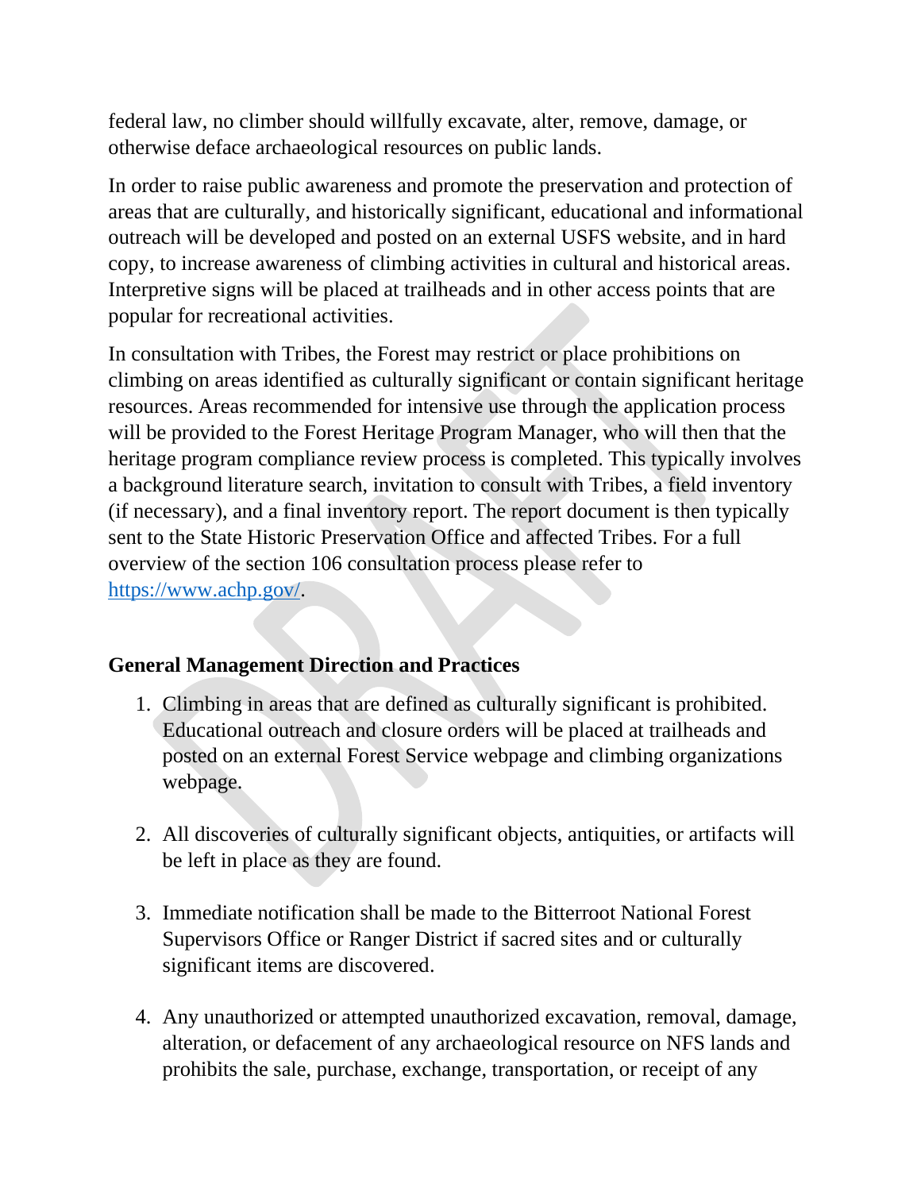federal law, no climber should willfully excavate, alter, remove, damage, or otherwise deface archaeological resources on public lands.

In order to raise public awareness and promote the preservation and protection of areas that are culturally, and historically significant, educational and informational outreach will be developed and posted on an external USFS website, and in hard copy, to increase awareness of climbing activities in cultural and historical areas. Interpretive signs will be placed at trailheads and in other access points that are popular for recreational activities.

In consultation with Tribes, the Forest may restrict or place prohibitions on climbing on areas identified as culturally significant or contain significant heritage resources. Areas recommended for intensive use through the application process will be provided to the Forest Heritage Program Manager, who will then that the heritage program compliance review process is completed. This typically involves a background literature search, invitation to consult with Tribes, a field inventory (if necessary), and a final inventory report. The report document is then typically sent to the State Historic Preservation Office and affected Tribes. For a full overview of the section 106 consultation process please refer to https://www.achp.gov/.

### General Management Direction and Practices

1. Climbing in areas that are defined as culturally significant is prohibited. Educational outreach and closure orders will be placed at trailheads and posted on an external Forest Service webpage and climbing organizations webpage.

2. All discoveries of culturally significant objects, antiquities, or artifacts will be left in place as they are found.

3. Immediate notification shall be made to the Bitterroot National Forest Supervisors Office or Ranger District if sacred sites and or culturally significant items are discovered.

4. Any unauthorized or attempted unauthorized excavation, removal, damage, alteration, or defacement of any archaeological resource on NFS lands and prohibits the sale, purchase, exchange, transportation, or receipt of any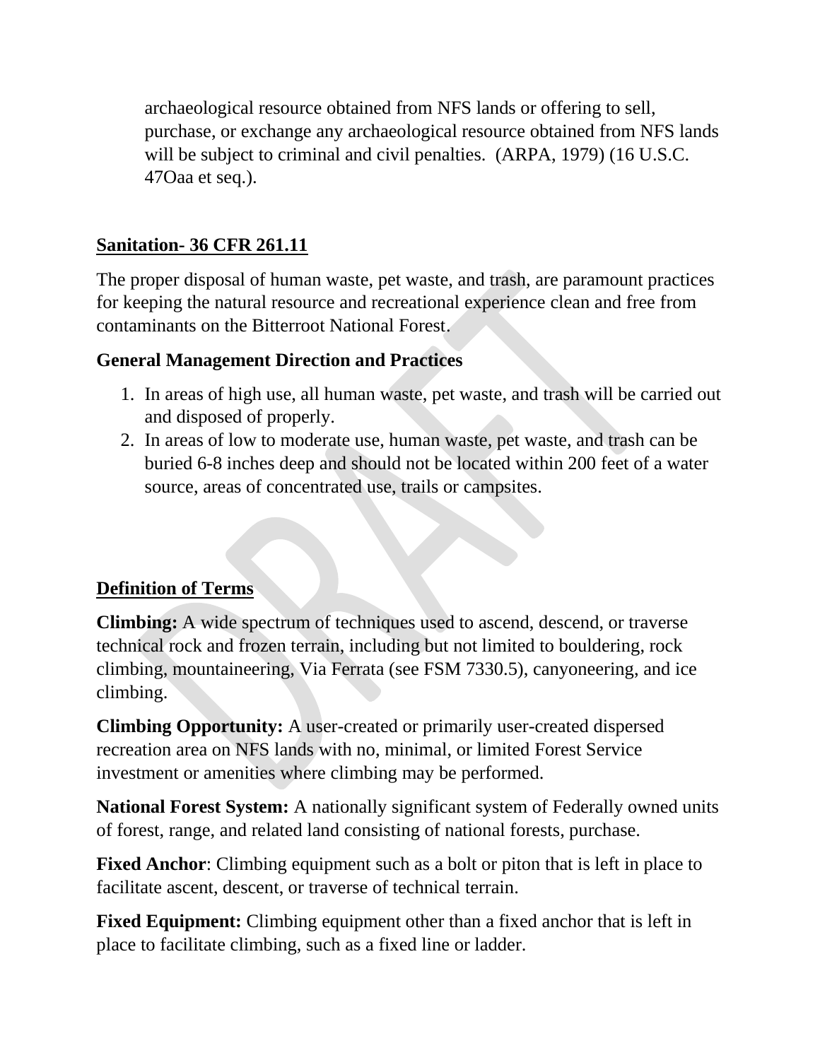archaeological resource obtained from NFS lands or offering to sell, purchase, or exchange any archaeological resource obtained from NFS lands will be subject to criminal and civil penalties. (ARPA, 1979) (16 U.S.C. 47Oaa et seq.).

## Sanitation- 36 CFR 261.11

The proper disposal of human waste, pet waste, and trash, are paramount practices for keeping the natural resource and recreational experience clean and free from contaminants on the Bitterroot National Forest.

### General Management Direction and Practices

1. In areas of high use, all human waste, pet waste, and trash will be carried out and disposed of properly.
2. In areas of low to moderate use, human waste, pet waste, and trash can be buried 6-8 inches deep and should not be located within 200 feet of a water source, areas of concentrated use, trails or campsites.

## Definition of Terms

**Climbing:** A wide spectrum of techniques used to ascend, descend, or traverse technical rock and frozen terrain, including but not limited to bouldering, rock climbing, mountaineering, Via Ferrata (see FSM 7330.5), canyoneering, and ice climbing.

**Climbing Opportunity:** A user-created or primarily user-created dispersed recreation area on NFS lands with no, minimal, or limited Forest Service investment or amenities where climbing may be performed.

**National Forest System:** A nationally significant system of Federally owned units of forest, range, and related land consisting of national forests, purchase.

**Fixed Anchor**: Climbing equipment such as a bolt or piton that is left in place to facilitate ascent, descent, or traverse of technical terrain.

**Fixed Equipment:** Climbing equipment other than a fixed anchor that is left in place to facilitate climbing, such as a fixed line or ladder.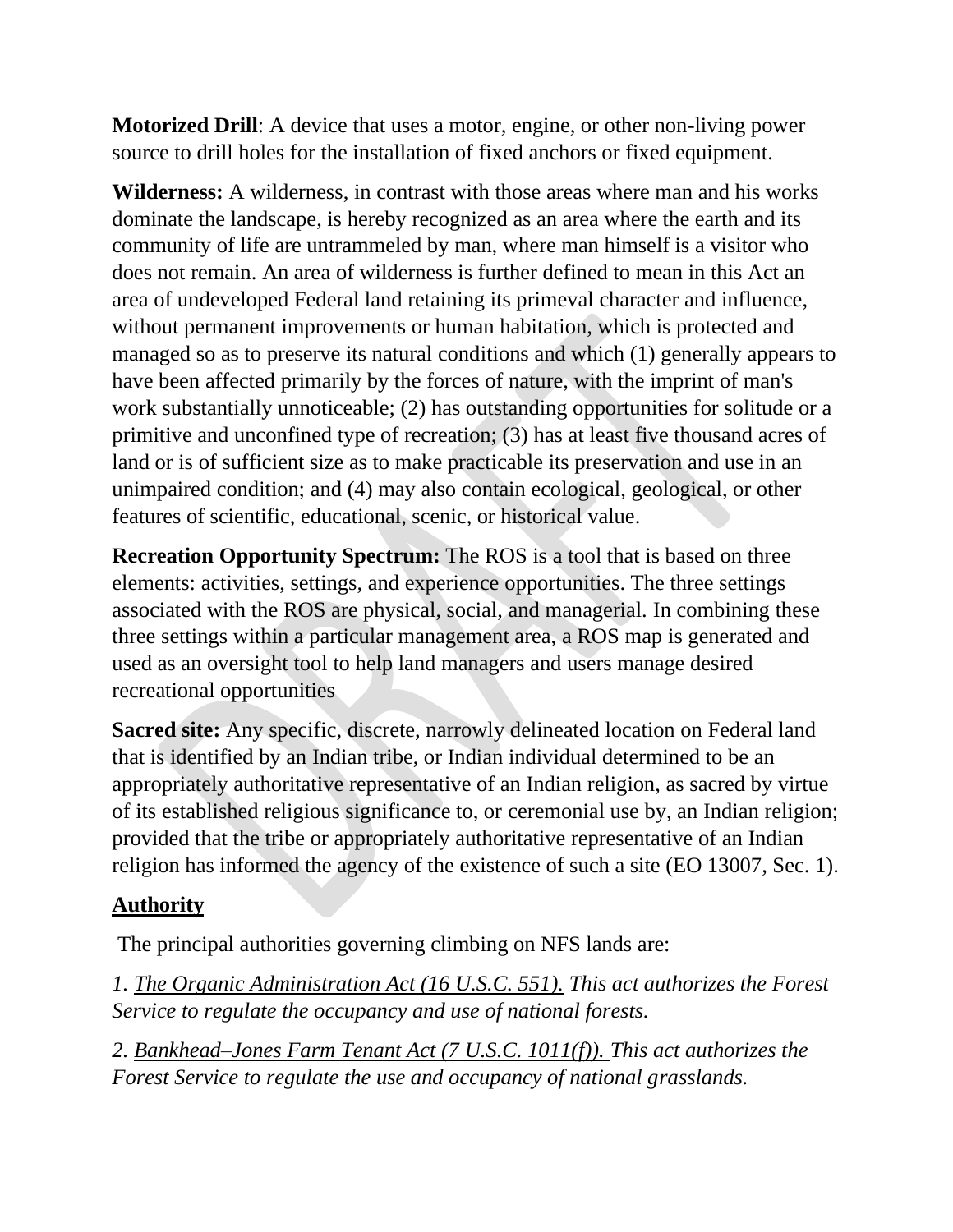**Motorized Drill**: A device that uses a motor, engine, or other non-living power source to drill holes for the installation of fixed anchors or fixed equipment.

**Wilderness:** A wilderness, in contrast with those areas where man and his works dominate the landscape, is hereby recognized as an area where the earth and its community of life are untrammeled by man, where man himself is a visitor who does not remain. An area of wilderness is further defined to mean in this Act an area of undeveloped Federal land retaining its primeval character and influence, without permanent improvements or human habitation, which is protected and managed so as to preserve its natural conditions and which (1) generally appears to have been affected primarily by the forces of nature, with the imprint of man's work substantially unnoticeable; (2) has outstanding opportunities for solitude or a primitive and unconfined type of recreation; (3) has at least five thousand acres of land or is of sufficient size as to make practicable its preservation and use in an unimpaired condition; and (4) may also contain ecological, geological, or other features of scientific, educational, scenic, or historical value.

**Recreation Opportunity Spectrum:** The ROS is a tool that is based on three elements: activities, settings, and experience opportunities. The three settings associated with the ROS are physical, social, and managerial. In combining these three settings within a particular management area, a ROS map is generated and used as an oversight tool to help land managers and users manage desired recreational opportunities

**Sacred site:** Any specific, discrete, narrowly delineated location on Federal land that is identified by an Indian tribe, or Indian individual determined to be an appropriately authoritative representative of an Indian religion, as sacred by virtue of its established religious significance to, or ceremonial use by, an Indian religion; provided that the tribe or appropriately authoritative representative of an Indian religion has informed the agency of the existence of such a site (EO 13007, Sec. 1).

## Authority

The principal authorities governing climbing on NFS lands are:

*1. The Organic Administration Act (16 U.S.C. 551). This act authorizes the Forest Service to regulate the occupancy and use of national forests.*

*2. Bankhead–Jones Farm Tenant Act (7 U.S.C. 1011(f)). This act authorizes the Forest Service to regulate the use and occupancy of national grasslands.*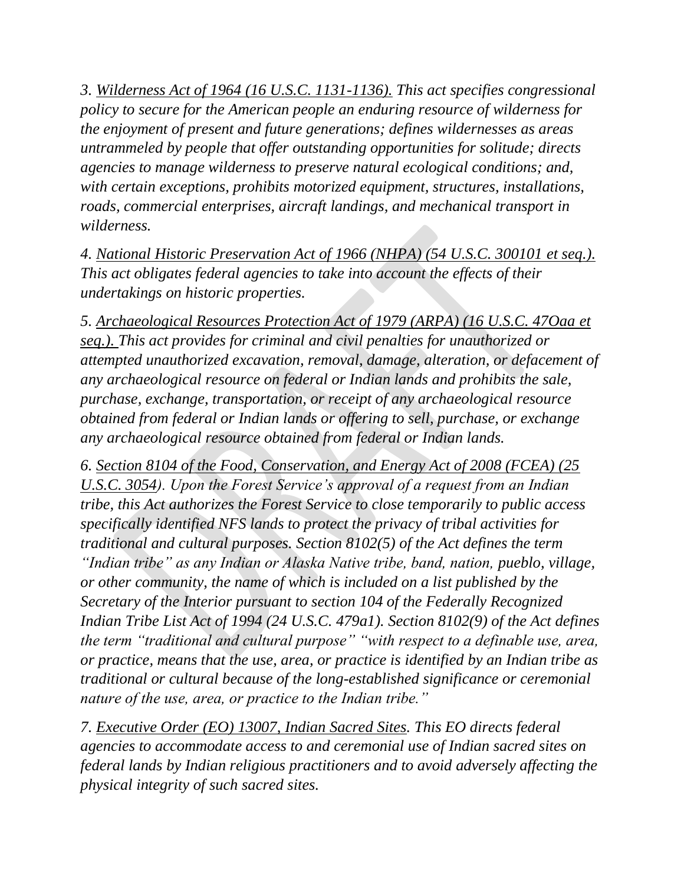*3. Wilderness Act of 1964 (16 U.S.C. 1131-1136). This act specifies congressional policy to secure for the American people an enduring resource of wilderness for the enjoyment of present and future generations; defines wildernesses as areas untrammeled by people that offer outstanding opportunities for solitude; directs agencies to manage wilderness to preserve natural ecological conditions; and, with certain exceptions, prohibits motorized equipment, structures, installations, roads, commercial enterprises, aircraft landings, and mechanical transport in wilderness.*

*4. National Historic Preservation Act of 1966 (NHPA) (54 U.S.C. 300101 et seq.). This act obligates federal agencies to take into account the effects of their undertakings on historic properties.*

*5. Archaeological Resources Protection Act of 1979 (ARPA) (16 U.S.C. 47Oaa et seq.). This act provides for criminal and civil penalties for unauthorized or attempted unauthorized excavation, removal, damage, alteration, or defacement of any archaeological resource on federal or Indian lands and prohibits the sale, purchase, exchange, transportation, or receipt of any archaeological resource obtained from federal or Indian lands or offering to sell, purchase, or exchange any archaeological resource obtained from federal or Indian lands.*

*6. Section 8104 of the Food, Conservation, and Energy Act of 2008 (FCEA) (25 U.S.C. 3054). Upon the Forest Service's approval of a request from an Indian tribe, this Act authorizes the Forest Service to close temporarily to public access specifically identified NFS lands to protect the privacy of tribal activities for traditional and cultural purposes. Section 8102(5) of the Act defines the term "Indian tribe" as any Indian or Alaska Native tribe, band, nation, pueblo, village, or other community, the name of which is included on a list published by the Secretary of the Interior pursuant to section 104 of the Federally Recognized Indian Tribe List Act of 1994 (24 U.S.C. 479a1). Section 8102(9) of the Act defines the term "traditional and cultural purpose" "with respect to a definable use, area, or practice, means that the use, area, or practice is identified by an Indian tribe as traditional or cultural because of the long-established significance or ceremonial nature of the use, area, or practice to the Indian tribe."*

*7. Executive Order (EO) 13007, Indian Sacred Sites. This EO directs federal agencies to accommodate access to and ceremonial use of Indian sacred sites on federal lands by Indian religious practitioners and to avoid adversely affecting the physical integrity of such sacred sites.*